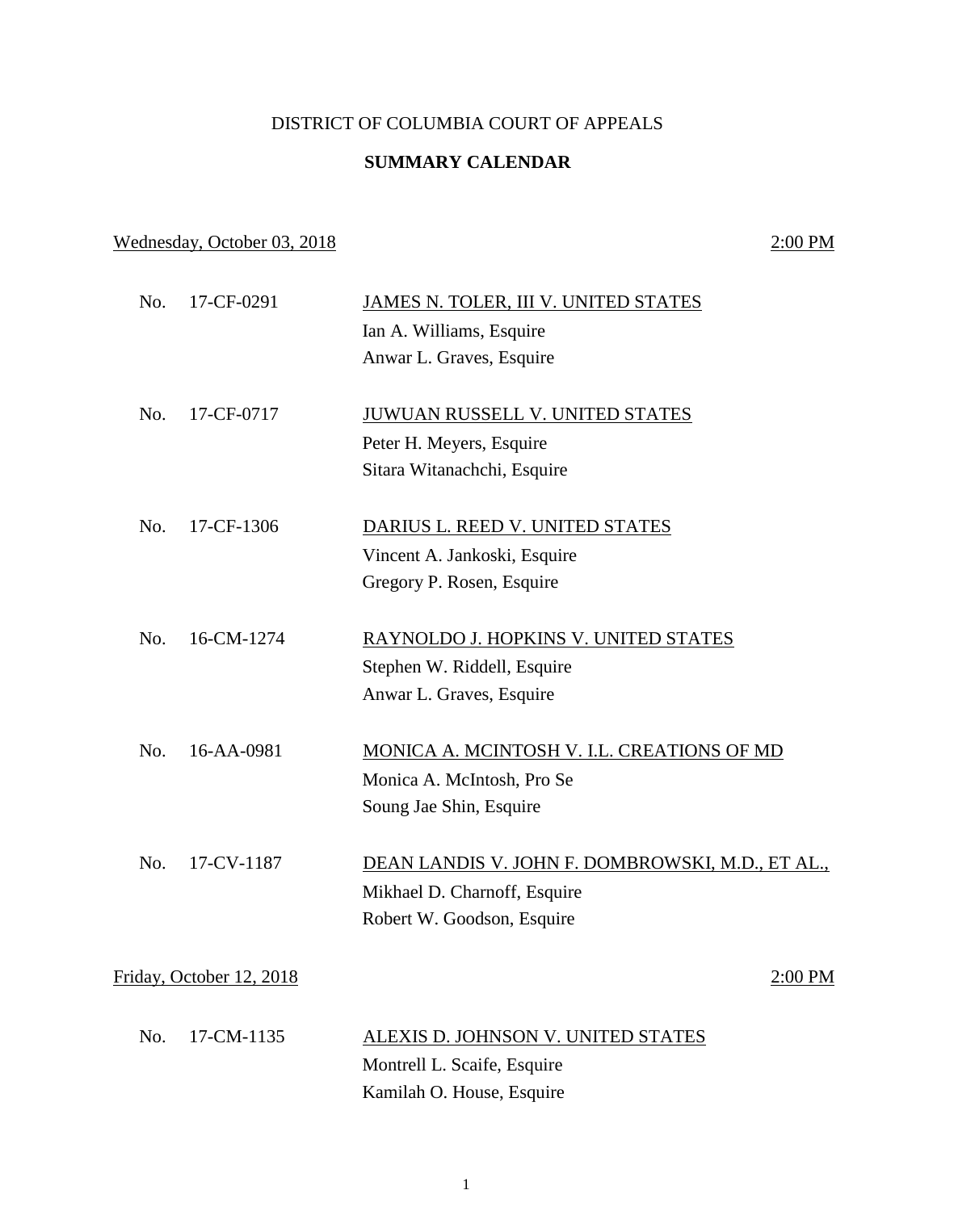DISTRICT OF COLUMBIA COURT OF APPEALS

**SUMMARY CALENDAR**

Wednesday, October 03, 2018 — 2:00 PM

No. 17-CF-0291 — JAMES N. TOLER, III V. UNITED STATES
Ian A. Williams, Esquire
Anwar L. Graves, Esquire

No. 17-CF-0717 — JUWUAN RUSSELL V. UNITED STATES
Peter H. Meyers, Esquire
Sitara Witanachchi, Esquire

No. 17-CF-1306 — DARIUS L. REED V. UNITED STATES
Vincent A. Jankoski, Esquire
Gregory P. Rosen, Esquire

No. 16-CM-1274 — RAYNOLDO J. HOPKINS V. UNITED STATES
Stephen W. Riddell, Esquire
Anwar L. Graves, Esquire

No. 16-AA-0981 — MONICA A. MCINTOSH V. I.L. CREATIONS OF MD
Monica A. McIntosh, Pro Se
Soung Jae Shin, Esquire

No. 17-CV-1187 — DEAN LANDIS V. JOHN F. DOMBROWSKI, M.D., ET AL.,
Mikhael D. Charnoff, Esquire
Robert W. Goodson, Esquire

Friday, October 12, 2018 — 2:00 PM

No. 17-CM-1135 — ALEXIS D. JOHNSON V. UNITED STATES
Montrell L. Scaife, Esquire
Kamilah O. House, Esquire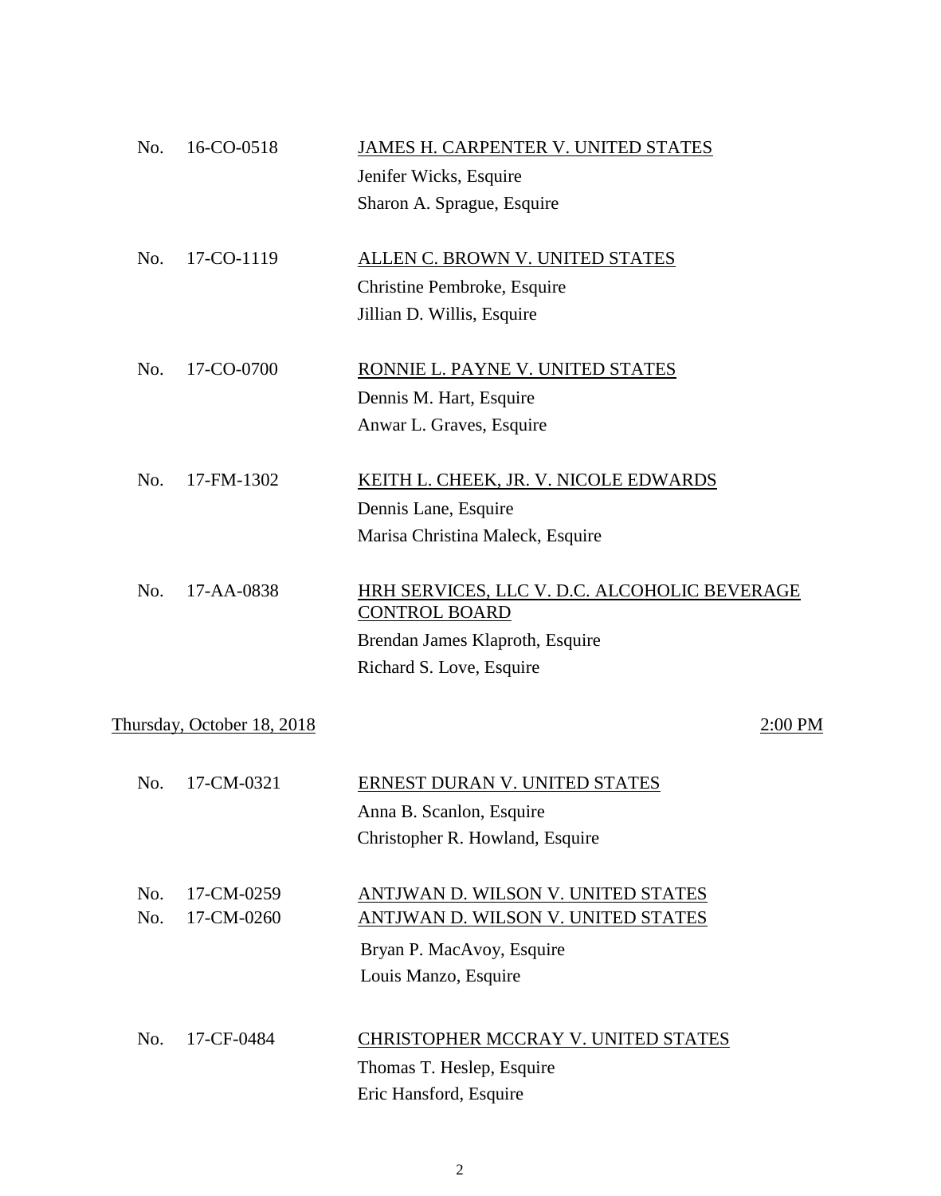No. 16-CO-0518 JAMES H. CARPENTER V. UNITED STATES
Jenifer Wicks, Esquire
Sharon A. Sprague, Esquire

No. 17-CO-1119 ALLEN C. BROWN V. UNITED STATES
Christine Pembroke, Esquire
Jillian D. Willis, Esquire

No. 17-CO-0700 RONNIE L. PAYNE V. UNITED STATES
Dennis M. Hart, Esquire
Anwar L. Graves, Esquire

No. 17-FM-1302 KEITH L. CHEEK, JR. V. NICOLE EDWARDS
Dennis Lane, Esquire
Marisa Christina Maleck, Esquire

No. 17-AA-0838 HRH SERVICES, LLC V. D.C. ALCOHOLIC BEVERAGE CONTROL BOARD
Brendan James Klaproth, Esquire
Richard S. Love, Esquire

Thursday, October 18, 2018 2:00 PM

No. 17-CM-0321 ERNEST DURAN V. UNITED STATES
Anna B. Scanlon, Esquire
Christopher R. Howland, Esquire

No. 17-CM-0259 ANTJWAN D. WILSON V. UNITED STATES
No. 17-CM-0260 ANTJWAN D. WILSON V. UNITED STATES
Bryan P. MacAvoy, Esquire
Louis Manzo, Esquire

No. 17-CF-0484 CHRISTOPHER MCCRAY V. UNITED STATES
Thomas T. Heslep, Esquire
Eric Hansford, Esquire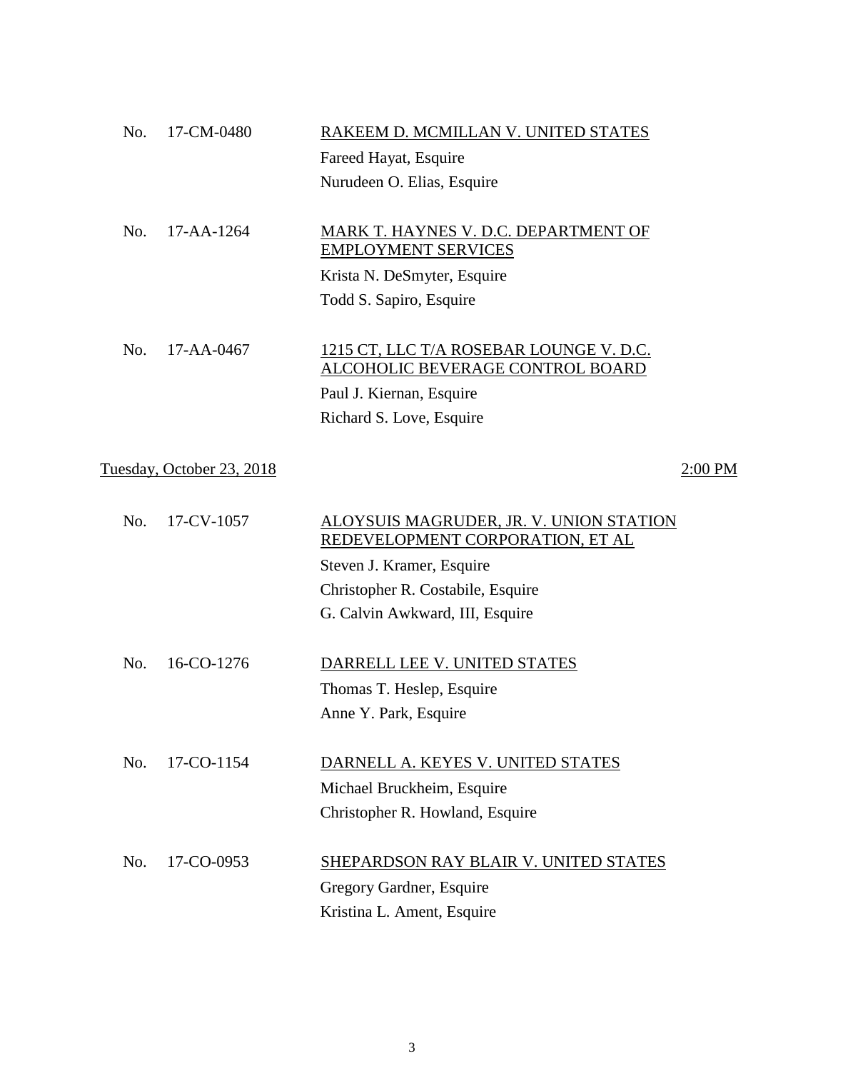No. 17-CM-0480 RAKEEM D. MCMILLAN V. UNITED STATES

Fareed Hayat, Esquire
Nurudeen O. Elias, Esquire

No. 17-AA-1264 MARK T. HAYNES V. D.C. DEPARTMENT OF EMPLOYMENT SERVICES

Krista N. DeSmyter, Esquire
Todd S. Sapiro, Esquire

No. 17-AA-0467 1215 CT, LLC T/A ROSEBAR LOUNGE V. D.C. ALCOHOLIC BEVERAGE CONTROL BOARD

Paul J. Kiernan, Esquire
Richard S. Love, Esquire

Tuesday, October 23, 2018 2:00 PM

No. 17-CV-1057 ALOYSUIS MAGRUDER, JR. V. UNION STATION REDEVELOPMENT CORPORATION, ET AL

Steven J. Kramer, Esquire
Christopher R. Costabile, Esquire
G. Calvin Awkward, III, Esquire

No. 16-CO-1276 DARRELL LEE V. UNITED STATES

Thomas T. Heslep, Esquire
Anne Y. Park, Esquire

No. 17-CO-1154 DARNELL A. KEYES V. UNITED STATES

Michael Bruckheim, Esquire
Christopher R. Howland, Esquire

No. 17-CO-0953 SHEPARDSON RAY BLAIR V. UNITED STATES

Gregory Gardner, Esquire
Kristina L. Ament, Esquire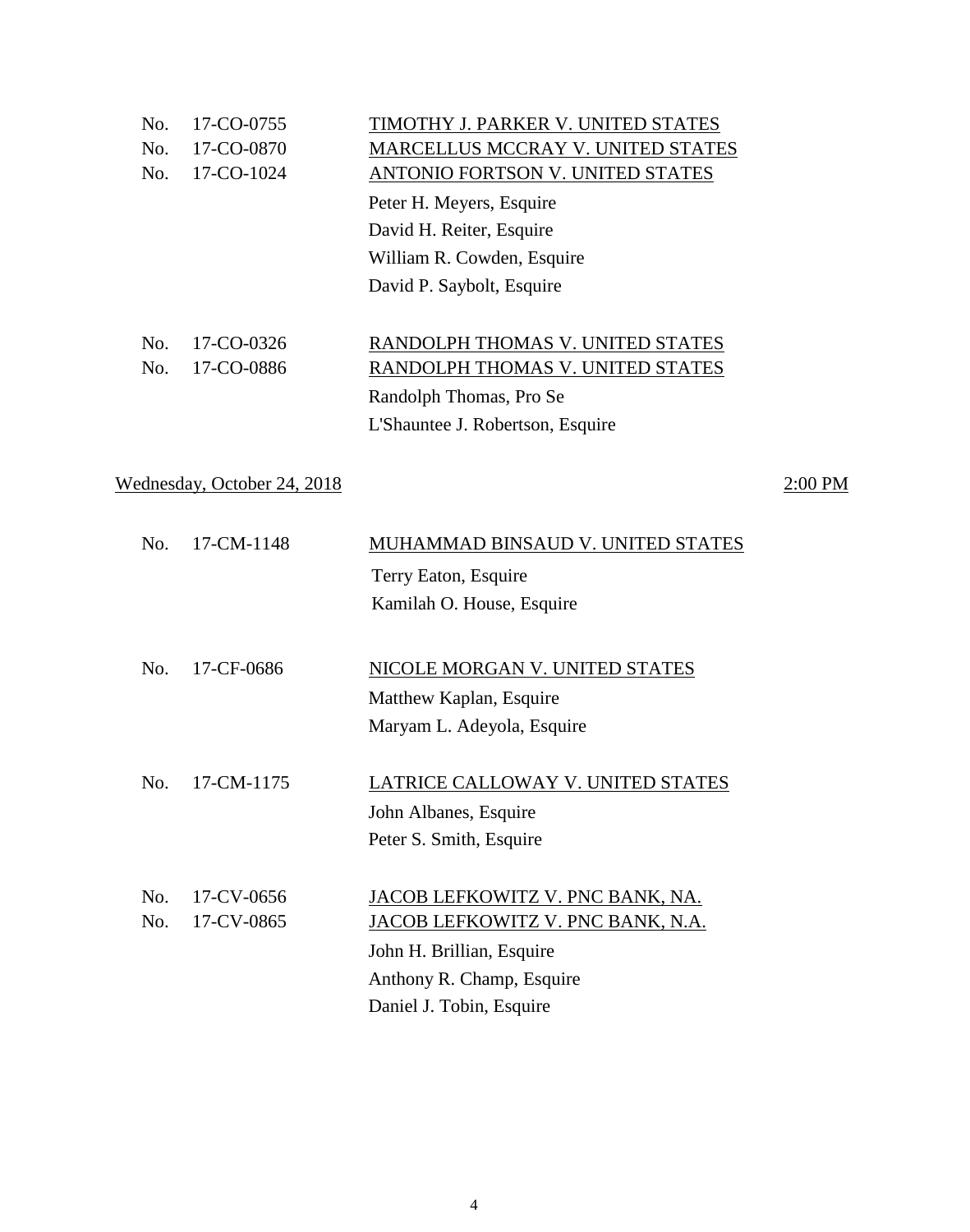No. 17-CO-0755 TIMOTHY J. PARKER V. UNITED STATES
No. 17-CO-0870 MARCELLUS MCCRAY V. UNITED STATES
No. 17-CO-1024 ANTONIO FORTSON V. UNITED STATES

Peter H. Meyers, Esquire
David H. Reiter, Esquire
William R. Cowden, Esquire
David P. Saybolt, Esquire

No. 17-CO-0326 RANDOLPH THOMAS V. UNITED STATES
No. 17-CO-0886 RANDOLPH THOMAS V. UNITED STATES

Randolph Thomas, Pro Se
L'Shauntee J. Robertson, Esquire

Wednesday, October 24, 2018 — 2:00 PM

No. 17-CM-1148 MUHAMMAD BINSAUD V. UNITED STATES

Terry Eaton, Esquire
Kamilah O. House, Esquire

No. 17-CF-0686 NICOLE MORGAN V. UNITED STATES

Matthew Kaplan, Esquire
Maryam L. Adeyola, Esquire

No. 17-CM-1175 LATRICE CALLOWAY V. UNITED STATES

John Albanes, Esquire
Peter S. Smith, Esquire

No. 17-CV-0656 JACOB LEFKOWITZ V. PNC BANK, NA.
No. 17-CV-0865 JACOB LEFKOWITZ V. PNC BANK, N.A.

John H. Brillian, Esquire
Anthony R. Champ, Esquire
Daniel J. Tobin, Esquire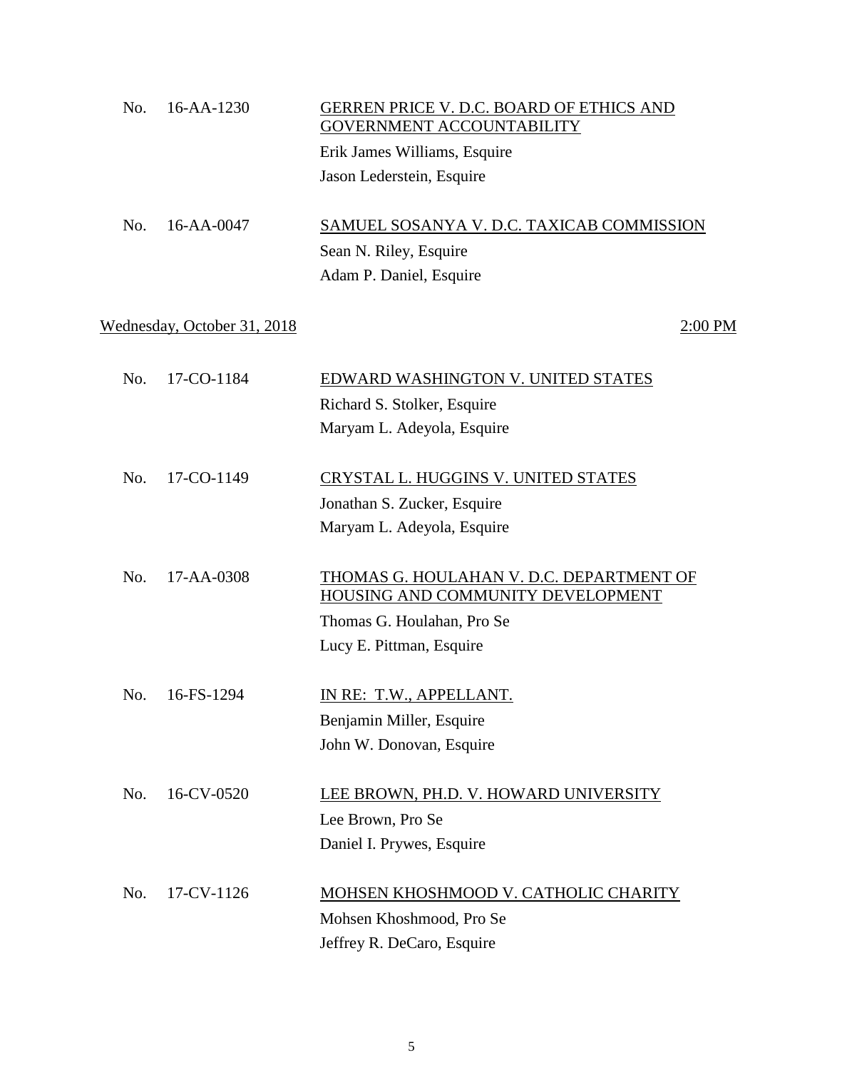No. 16-AA-1230 <u>GERREN PRICE V. D.C. BOARD OF ETHICS AND GOVERNMENT ACCOUNTABILITY</u>

Erik James Williams, Esquire
Jason Lederstein, Esquire

No. 16-AA-0047 <u>SAMUEL SOSANYA V. D.C. TAXICAB COMMISSION</u>

Sean N. Riley, Esquire
Adam P. Daniel, Esquire

<u>Wednesday, October 31, 2018</u> <u>2:00 PM</u>

No. 17-CO-1184 <u>EDWARD WASHINGTON V. UNITED STATES</u>

Richard S. Stolker, Esquire
Maryam L. Adeyola, Esquire

No. 17-CO-1149 <u>CRYSTAL L. HUGGINS V. UNITED STATES</u>

Jonathan S. Zucker, Esquire
Maryam L. Adeyola, Esquire

No. 17-AA-0308 <u>THOMAS G. HOULAHAN V. D.C. DEPARTMENT OF HOUSING AND COMMUNITY DEVELOPMENT</u>

Thomas G. Houlahan, Pro Se
Lucy E. Pittman, Esquire

No. 16-FS-1294 <u>IN RE: T.W., APPELLANT.</u>

Benjamin Miller, Esquire
John W. Donovan, Esquire

No. 16-CV-0520 <u>LEE BROWN, PH.D. V. HOWARD UNIVERSITY</u>

Lee Brown, Pro Se
Daniel I. Prywes, Esquire

No. 17-CV-1126 <u>MOHSEN KHOSHMOOD V. CATHOLIC CHARITY</u>

Mohsen Khoshmood, Pro Se
Jeffrey R. DeCaro, Esquire